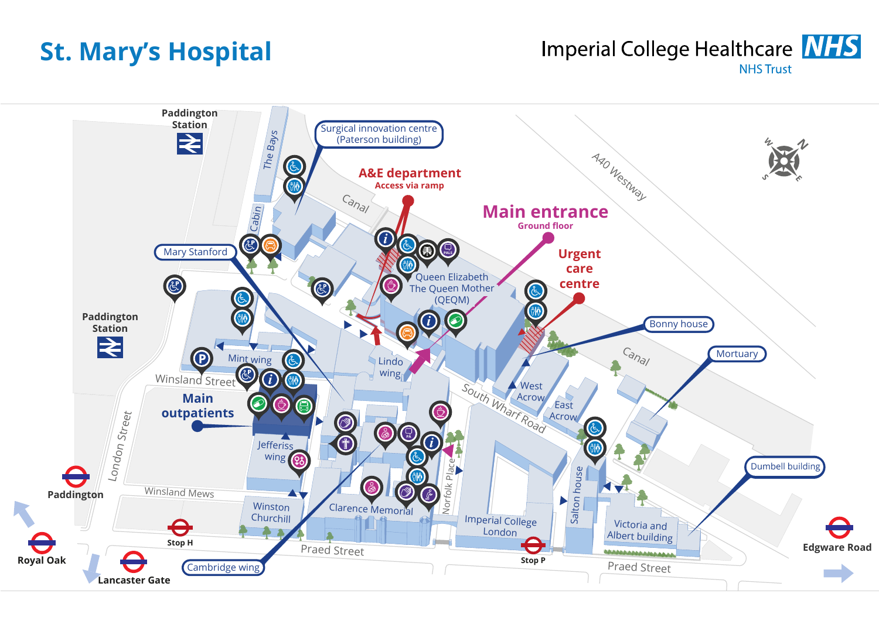# St. Mary's Hospital

Imperial College Healthcare NHS
NHS Trust

Paddington Station

The Bays

Surgical innovation centre (Paterson building)

Canal

A&E department
Access via ramp

Main entrance
Ground floor

A40 Westway

Urgent care centre

Cabin

Mary Stanford

Queen Elizabeth The Queen Mother (QEQM)

Bonny house

Canal

Paddington Station

Mint wing

Lindo wing

Mortuary

Winsland Street

West Acrow

East Acrow

South Wharf Road

Main outpatients

London Street

Jefferiss wing

Norfolk Place

Salton house

Dumbell building

Paddington

Winsland Mews

Winston Churchill

Clarence Memorial

Imperial College London

Victoria and Albert building

Royal Oak

Stop H

Cambridge wing

Praed Street

Stop P

Praed Street

Edgware Road

Lancaster Gate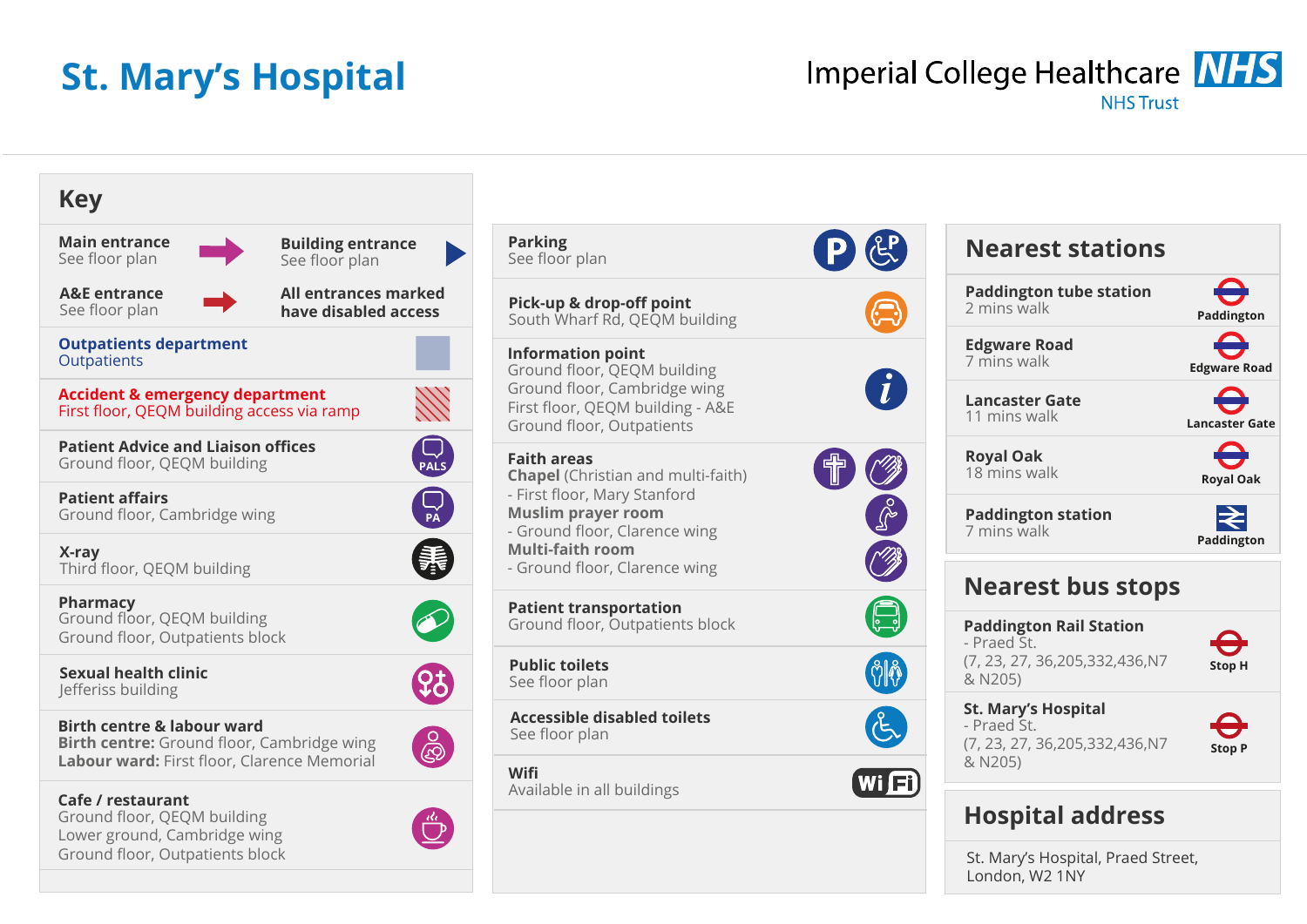# St. Mary's Hospital

Imperial College Healthcare NHS Trust

## Key

**Main entrance**
See floor plan

**Building entrance**
See floor plan

**A&E entrance**
See floor plan

**All entrances marked have disabled access**

**Outpatients department**
Outpatients

**Accident & emergency department**
First floor, QEQM building access via ramp

**Patient Advice and Liaison offices** (PALS)
Ground floor, QEQM building

**Patient affairs** (PA)
Ground floor, Cambridge wing

**X-ray**
Third floor, QEQM building

**Pharmacy**
Ground floor, QEQM building
Ground floor, Outpatients block

**Sexual health clinic**
Jefferiss building

**Birth centre & labour ward**
**Birth centre:** Ground floor, Cambridge wing
**Labour ward:** First floor, Clarence Memorial

**Cafe / restaurant**
Ground floor, QEQM building
Lower ground, Cambridge wing
Ground floor, Outpatients block

**Parking**
See floor plan

**Pick-up & drop-off point**
South Wharf Rd, QEQM building

**Information point**
Ground floor, QEQM building
Ground floor, Cambridge wing
First floor, QEQM building - A&E
Ground floor, Outpatients

**Faith areas**
**Chapel** (Christian and multi-faith)
- First floor, Mary Stanford
**Muslim prayer room**
- Ground floor, Clarence wing
**Multi-faith room**
- Ground floor, Clarence wing

**Patient transportation**
Ground floor, Outpatients block

**Public toilets**
See floor plan

**Accessible disabled toilets**
See floor plan

**Wifi**
Available in all buildings

## Nearest stations

**Paddington tube station**
2 mins walk
Paddington

**Edgware Road**
7 mins walk
Edgware Road

**Lancaster Gate**
11 mins walk
Lancaster Gate

**Royal Oak**
18 mins walk
Royal Oak

**Paddington station**
7 mins walk
Paddington

## Nearest bus stops

**Paddington Rail Station**
- Praed St.
(7, 23, 27, 36,205,332,436,N7 & N205)
Stop H

**St. Mary's Hospital**
- Praed St.
(7, 23, 27, 36,205,332,436,N7 & N205)
Stop P

## Hospital address

St. Mary's Hospital, Praed Street, London, W2 1NY